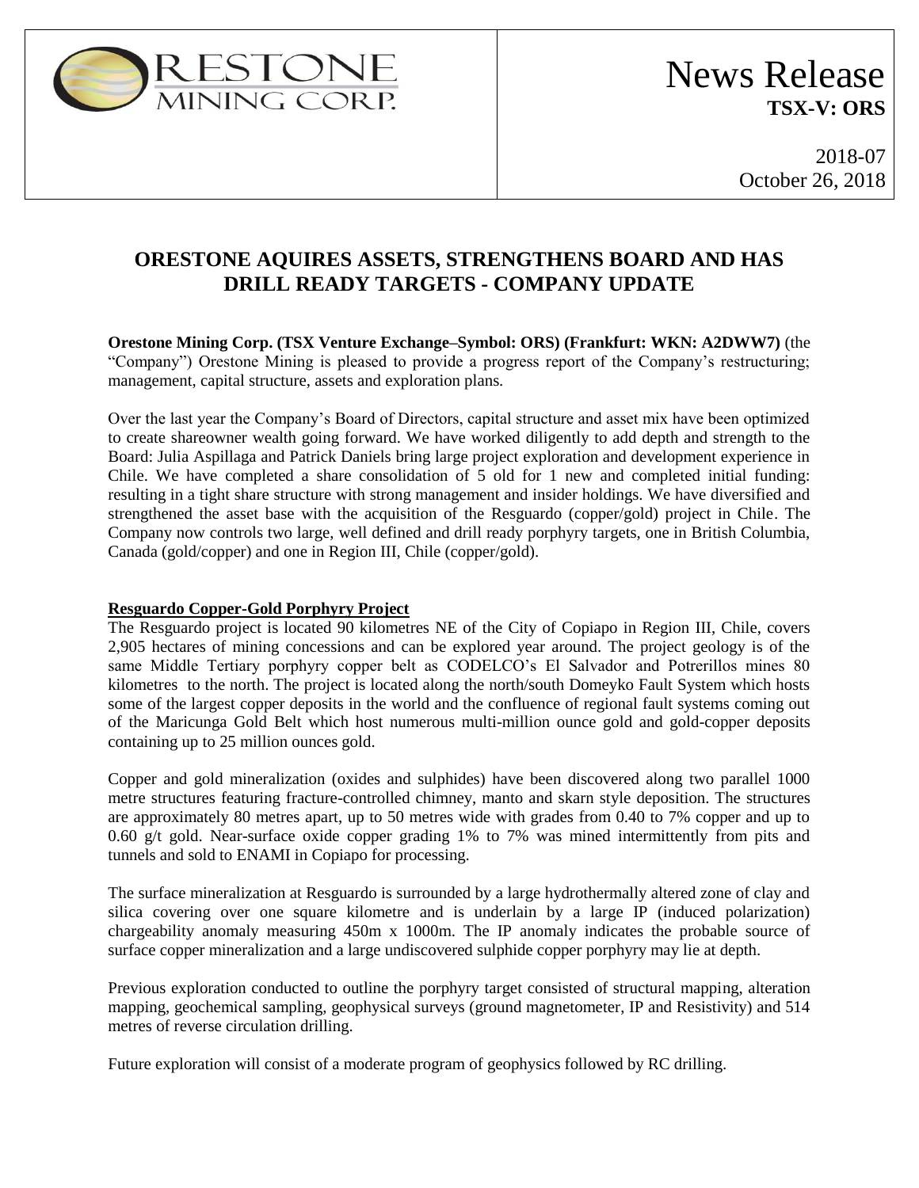News Release
**TSX-V: ORS**

2018-07
October 26, 2018

## ORESTONE AQUIRES ASSETS, STRENGTHENS BOARD AND HAS DRILL READY TARGETS - COMPANY UPDATE

**Orestone Mining Corp. (TSX Venture Exchange–Symbol: ORS) (Frankfurt: WKN: A2DWW7)** (the "Company") Orestone Mining is pleased to provide a progress report of the Company's restructuring; management, capital structure, assets and exploration plans.

Over the last year the Company's Board of Directors, capital structure and asset mix have been optimized to create shareowner wealth going forward. We have worked diligently to add depth and strength to the Board: Julia Aspillaga and Patrick Daniels bring large project exploration and development experience in Chile. We have completed a share consolidation of 5 old for 1 new and completed initial funding: resulting in a tight share structure with strong management and insider holdings. We have diversified and strengthened the asset base with the acquisition of the Resguardo (copper/gold) project in Chile. The Company now controls two large, well defined and drill ready porphyry targets, one in British Columbia, Canada (gold/copper) and one in Region III, Chile (copper/gold).

### Resguardo Copper-Gold Porphyry Project

The Resguardo project is located 90 kilometres NE of the City of Copiapo in Region III, Chile, covers 2,905 hectares of mining concessions and can be explored year around. The project geology is of the same Middle Tertiary porphyry copper belt as CODELCO's El Salvador and Potrerillos mines 80 kilometres to the north. The project is located along the north/south Domeyko Fault System which hosts some of the largest copper deposits in the world and the confluence of regional fault systems coming out of the Maricunga Gold Belt which host numerous multi-million ounce gold and gold-copper deposits containing up to 25 million ounces gold.

Copper and gold mineralization (oxides and sulphides) have been discovered along two parallel 1000 metre structures featuring fracture-controlled chimney, manto and skarn style deposition. The structures are approximately 80 metres apart, up to 50 metres wide with grades from 0.40 to 7% copper and up to 0.60 g/t gold. Near-surface oxide copper grading 1% to 7% was mined intermittently from pits and tunnels and sold to ENAMI in Copiapo for processing.

The surface mineralization at Resguardo is surrounded by a large hydrothermally altered zone of clay and silica covering over one square kilometre and is underlain by a large IP (induced polarization) chargeability anomaly measuring 450m x 1000m. The IP anomaly indicates the probable source of surface copper mineralization and a large undiscovered sulphide copper porphyry may lie at depth.

Previous exploration conducted to outline the porphyry target consisted of structural mapping, alteration mapping, geochemical sampling, geophysical surveys (ground magnetometer, IP and Resistivity) and 514 metres of reverse circulation drilling.

Future exploration will consist of a moderate program of geophysics followed by RC drilling.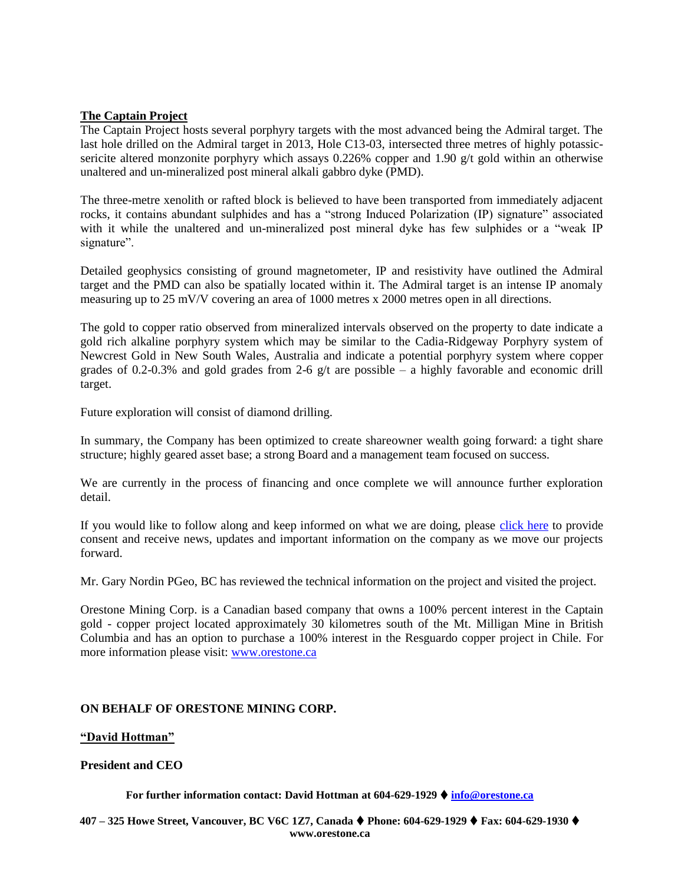**The Captain Project**

The Captain Project hosts several porphyry targets with the most advanced being the Admiral target. The last hole drilled on the Admiral target in 2013, Hole C13-03, intersected three metres of highly potassic-sericite altered monzonite porphyry which assays 0.226% copper and 1.90 g/t gold within an otherwise unaltered and un-mineralized post mineral alkali gabbro dyke (PMD).

The three-metre xenolith or rafted block is believed to have been transported from immediately adjacent rocks, it contains abundant sulphides and has a "strong Induced Polarization (IP) signature" associated with it while the unaltered and un-mineralized post mineral dyke has few sulphides or a "weak IP signature".

Detailed geophysics consisting of ground magnetometer, IP and resistivity have outlined the Admiral target and the PMD can also be spatially located within it. The Admiral target is an intense IP anomaly measuring up to 25 mV/V covering an area of 1000 metres x 2000 metres open in all directions.

The gold to copper ratio observed from mineralized intervals observed on the property to date indicate a gold rich alkaline porphyry system which may be similar to the Cadia-Ridgeway Porphyry system of Newcrest Gold in New South Wales, Australia and indicate a potential porphyry system where copper grades of 0.2-0.3% and gold grades from 2-6 g/t are possible – a highly favorable and economic drill target.

Future exploration will consist of diamond drilling.

In summary, the Company has been optimized to create shareowner wealth going forward: a tight share structure; highly geared asset base; a strong Board and a management team focused on success.

We are currently in the process of financing and once complete we will announce further exploration detail.

If you would like to follow along and keep informed on what we are doing, please click here to provide consent and receive news, updates and important information on the company as we move our projects forward.

Mr. Gary Nordin PGeo, BC has reviewed the technical information on the project and visited the project.

Orestone Mining Corp. is a Canadian based company that owns a 100% percent interest in the Captain gold - copper project located approximately 30 kilometres south of the Mt. Milligan Mine in British Columbia and has an option to purchase a 100% interest in the Resguardo copper project in Chile. For more information please visit: www.orestone.ca

**ON BEHALF OF ORESTONE MINING CORP.**

**"David Hottman"**

**President and CEO**

**For further information contact: David Hottman at 604-629-1929 ♦ info@orestone.ca**

**407 – 325 Howe Street, Vancouver, BC V6C 1Z7, Canada ♦ Phone: 604-629-1929 ♦ Fax: 604-629-1930 ♦ www.orestone.ca**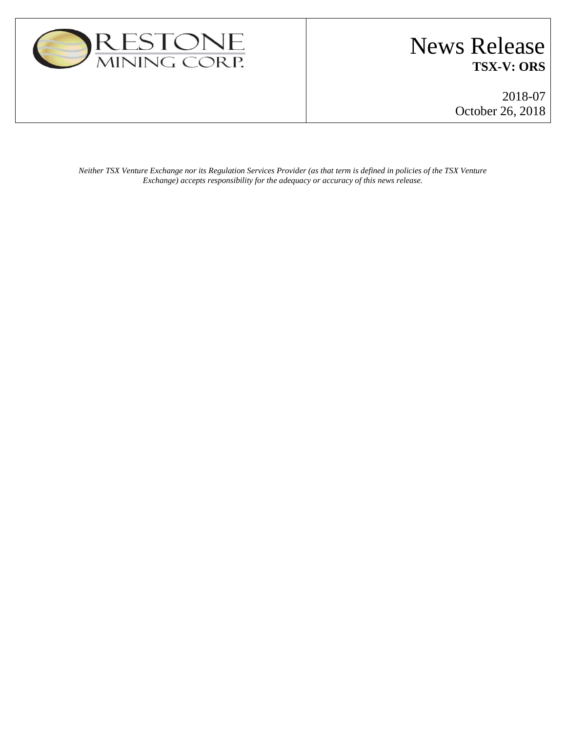| | |
|---|---|
| ORESTONE MINING CORP. | News Release<br>**TSX-V: ORS**<br><br>2018-07<br>October 26, 2018 |

*Neither TSX Venture Exchange nor its Regulation Services Provider (as that term is defined in policies of the TSX Venture Exchange) accepts responsibility for the adequacy or accuracy of this news release.*